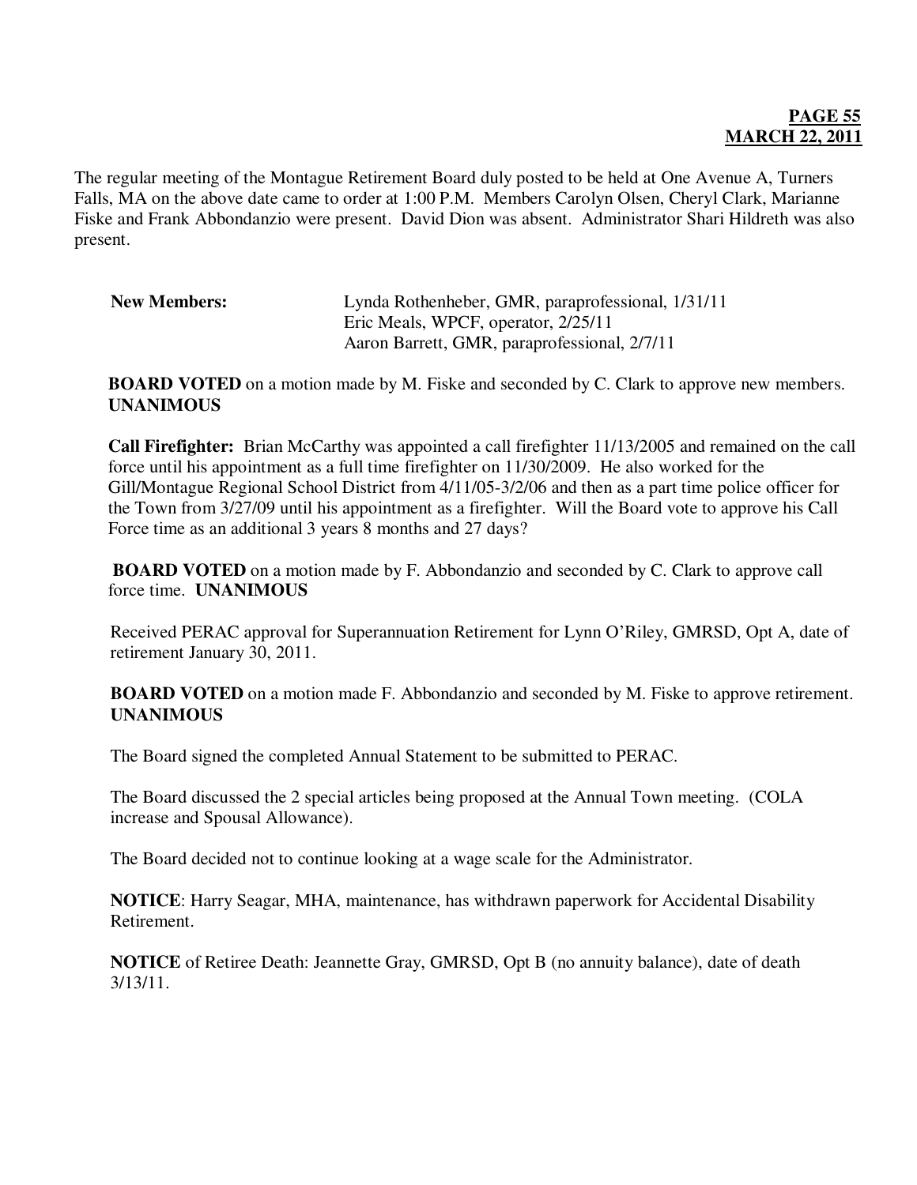**PAGE 55**
**MARCH 22, 2011**

The regular meeting of the Montague Retirement Board duly posted to be held at One Avenue A, Turners Falls, MA on the above date came to order at 1:00 P.M. Members Carolyn Olsen, Cheryl Clark, Marianne Fiske and Frank Abbondanzio were present. David Dion was absent. Administrator Shari Hildreth was also present.

**New Members:**
Lynda Rothenheber, GMR, paraprofessional, 1/31/11
Eric Meals, WPCF, operator, 2/25/11
Aaron Barrett, GMR, paraprofessional, 2/7/11

**BOARD VOTED** on a motion made by M. Fiske and seconded by C. Clark to approve new members. **UNANIMOUS**

**Call Firefighter:** Brian McCarthy was appointed a call firefighter 11/13/2005 and remained on the call force until his appointment as a full time firefighter on 11/30/2009. He also worked for the Gill/Montague Regional School District from 4/11/05-3/2/06 and then as a part time police officer for the Town from 3/27/09 until his appointment as a firefighter. Will the Board vote to approve his Call Force time as an additional 3 years 8 months and 27 days?

**BOARD VOTED** on a motion made by F. Abbondanzio and seconded by C. Clark to approve call force time. **UNANIMOUS**

Received PERAC approval for Superannuation Retirement for Lynn O'Riley, GMRSD, Opt A, date of retirement January 30, 2011.

**BOARD VOTED** on a motion made F. Abbondanzio and seconded by M. Fiske to approve retirement. **UNANIMOUS**

The Board signed the completed Annual Statement to be submitted to PERAC.

The Board discussed the 2 special articles being proposed at the Annual Town meeting. (COLA increase and Spousal Allowance).

The Board decided not to continue looking at a wage scale for the Administrator.

**NOTICE**: Harry Seagar, MHA, maintenance, has withdrawn paperwork for Accidental Disability Retirement.

**NOTICE** of Retiree Death: Jeannette Gray, GMRSD, Opt B (no annuity balance), date of death 3/13/11.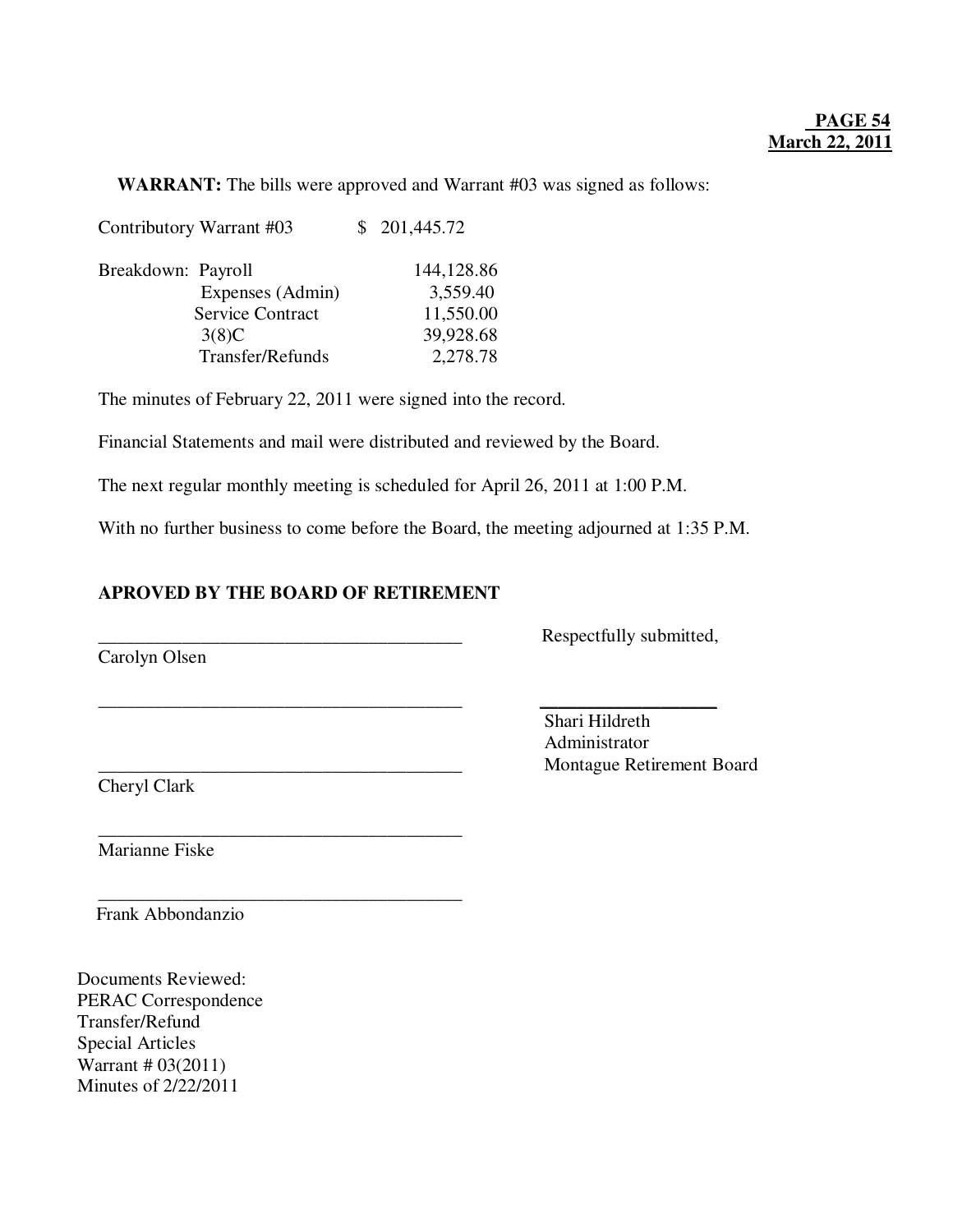**WARRANT:** The bills were approved and Warrant #03 was signed as follows:

| | |
|---|---|
| Contributory Warrant #03 | $ 201,445.72 |

| | | |
|---|---|---|
| Breakdown: | Payroll | 144,128.86 |
| | Expenses (Admin) | 3,559.40 |
| | Service Contract | 11,550.00 |
| | 3(8)C | 39,928.68 |
| | Transfer/Refunds | 2,278.78 |

The minutes of February 22, 2011 were signed into the record.

Financial Statements and mail were distributed and reviewed by the Board.

The next regular monthly meeting is scheduled for April 26, 2011 at 1:00 P.M.

With no further business to come before the Board, the meeting adjourned at 1:35 P.M.

**APROVED BY THE BOARD OF RETIREMENT**

_______________________________________
Carolyn Olsen

_______________________________________

_______________________________________
Cheryl Clark

_______________________________________
Marianne Fiske

_______________________________________
Frank Abbondanzio

Respectfully submitted,

___________________
Shari Hildreth
Administrator
Montague Retirement Board

Documents Reviewed:
PERAC Correspondence
Transfer/Refund
Special Articles
Warrant # 03(2011)
Minutes of 2/22/2011